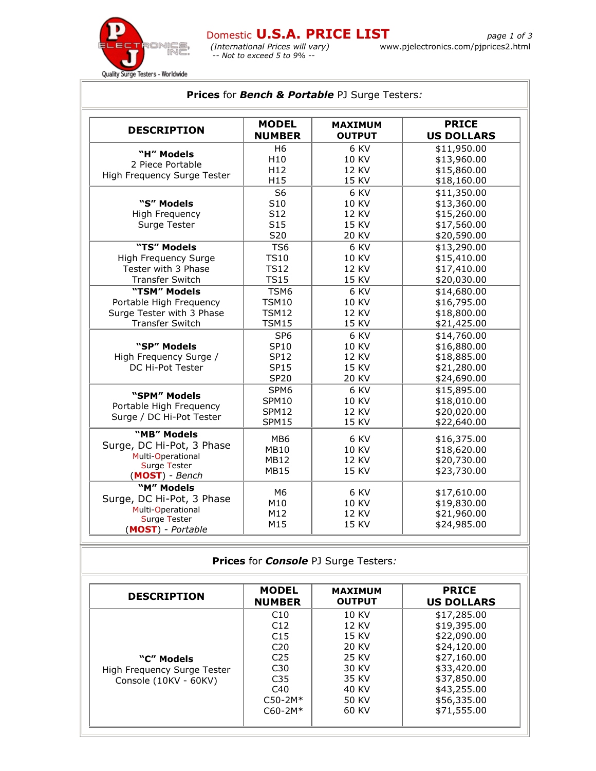# Domestic **U.S.A. PRICE LIST**

*(International Prices will vary)*
*-- Not to exceed 5 to 9% --*

www.pjelectronics.com/pjprices2.html

Quality Surge Testers - Worldwide

## Prices for ***Bench & Portable*** PJ Surge Testers:

| DESCRIPTION | MODEL NUMBER | MAXIMUM OUTPUT | PRICE US DOLLARS |
|---|---|---|---|
| **"H" Models** 2 Piece Portable High Frequency Surge Tester | H6 | 6 KV | $11,950.00 |
| | H10 | 10 KV | $13,960.00 |
| | H12 | 12 KV | $15,860.00 |
| | H15 | 15 KV | $18,160.00 |
| **"S" Models** High Frequency Surge Tester | S6 | 6 KV | $11,350.00 |
| | S10 | 10 KV | $13,360.00 |
| | S12 | 12 KV | $15,260.00 |
| | S15 | 15 KV | $17,560.00 |
| | S20 | 20 KV | $20,590.00 |
| **"TS" Models** High Frequency Surge Tester with 3 Phase Transfer Switch | TS6 | 6 KV | $13,290.00 |
| | TS10 | 10 KV | $15,410.00 |
| | TS12 | 12 KV | $17,410.00 |
| | TS15 | 15 KV | $20,030.00 |
| **"TSM" Models** Portable High Frequency Surge Tester with 3 Phase Transfer Switch | TSM6 | 6 KV | $14,680.00 |
| | TSM10 | 10 KV | $16,795.00 |
| | TSM12 | 12 KV | $18,800.00 |
| | TSM15 | 15 KV | $21,425.00 |
| **"SP" Models** High Frequency Surge / DC Hi-Pot Tester | SP6 | 6 KV | $14,760.00 |
| | SP10 | 10 KV | $16,880.00 |
| | SP12 | 12 KV | $18,885.00 |
| | SP15 | 15 KV | $21,280.00 |
| | SP20 | 20 KV | $24,690.00 |
| **"SPM" Models** Portable High Frequency Surge / DC Hi-Pot Tester | SPM6 | 6 KV | $15,895.00 |
| | SPM10 | 10 KV | $18,010.00 |
| | SPM12 | 12 KV | $20,020.00 |
| | SPM15 | 15 KV | $22,640.00 |
| **"MB" Models** Surge, DC Hi-Pot, 3 Phase Multi-Operational Surge Tester (**MOST**) - *Bench* | MB6 | 6 KV | $16,375.00 |
| | MB10 | 10 KV | $18,620.00 |
| | MB12 | 12 KV | $20,730.00 |
| | MB15 | 15 KV | $23,730.00 |
| **"M" Models** Surge, DC Hi-Pot, 3 Phase Multi-Operational Surge Tester (**MOST**) - *Portable* | M6 | 6 KV | $17,610.00 |
| | M10 | 10 KV | $19,830.00 |
| | M12 | 12 KV | $21,960.00 |
| | M15 | 15 KV | $24,985.00 |

## Prices for ***Console*** PJ Surge Testers:

| DESCRIPTION | MODEL NUMBER | MAXIMUM OUTPUT | PRICE US DOLLARS |
|---|---|---|---|
| **"C" Models** High Frequency Surge Tester Console (10KV - 60KV) | C10 | 10 KV | $17,285.00 |
| | C12 | 12 KV | $19,395.00 |
| | C15 | 15 KV | $22,090.00 |
| | C20 | 20 KV | $24,120.00 |
| | C25 | 25 KV | $27,160.00 |
| | C30 | 30 KV | $33,420.00 |
| | C35 | 35 KV | $37,850.00 |
| | C40 | 40 KV | $43,255.00 |
| | C50-2M* | 50 KV | $56,335.00 |
| | C60-2M* | 60 KV | $71,555.00 |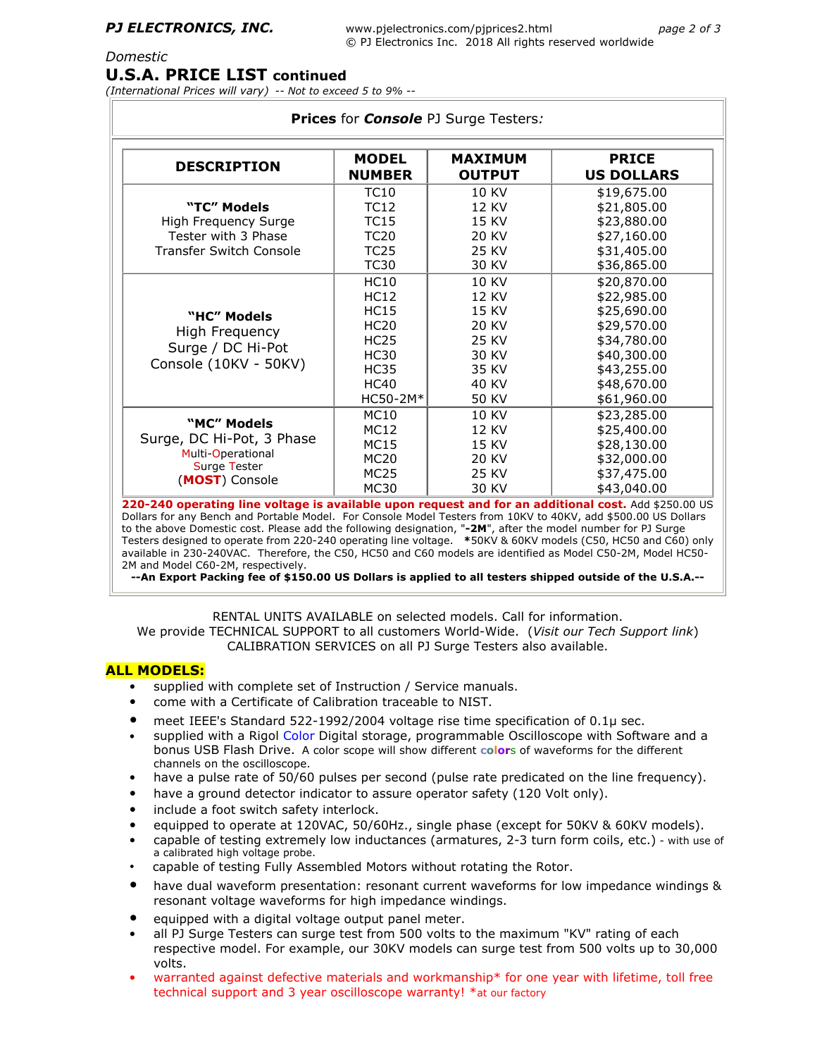*Domestic*

# U.S.A. PRICE LIST continued

*(International Prices will vary)* -- Not to exceed 5 to 9% --

**Prices** for ***Console*** PJ Surge Testers*:*

| DESCRIPTION | MODEL NUMBER | MAXIMUM OUTPUT | PRICE US DOLLARS |
|---|---|---|---|
| **"TC" Models** High Frequency Surge Tester with 3 Phase Transfer Switch Console | TC10 | 10 KV | $19,675.00 |
| | TC12 | 12 KV | $21,805.00 |
| | TC15 | 15 KV | $23,880.00 |
| | TC20 | 20 KV | $27,160.00 |
| | TC25 | 25 KV | $31,405.00 |
| | TC30 | 30 KV | $36,865.00 |
| **"HC" Models** High Frequency Surge / DC Hi-Pot Console (10KV - 50KV) | HC10 | 10 KV | $20,870.00 |
| | HC12 | 12 KV | $22,985.00 |
| | HC15 | 15 KV | $25,690.00 |
| | HC20 | 20 KV | $29,570.00 |
| | HC25 | 25 KV | $34,780.00 |
| | HC30 | 30 KV | $40,300.00 |
| | HC35 | 35 KV | $43,255.00 |
| | HC40 | 40 KV | $48,670.00 |
| | HC50-2M* | 50 KV | $61,960.00 |
| **"MC" Models** Surge, DC Hi-Pot, 3 Phase Multi-Operational Surge Tester (**MOST**) Console | MC10 | 10 KV | $23,285.00 |
| | MC12 | 12 KV | $25,400.00 |
| | MC15 | 15 KV | $28,130.00 |
| | MC20 | 20 KV | $32,000.00 |
| | MC25 | 25 KV | $37,475.00 |
| | MC30 | 30 KV | $43,040.00 |

**220-240 operating line voltage is available upon request and for an additional cost.** Add $250.00 US Dollars for any Bench and Portable Model. For Console Model Testers from 10KV to 40KV, add $500.00 US Dollars to the above Domestic cost. Please add the following designation, "**-2M**", after the model number for PJ Surge Testers designed to operate from 220-240 operating line voltage. ***50KV & 60KV models (C50, HC50 and C60) only available in 230-240VAC. Therefore, the C50, HC50 and C60 models are identified as Model C50-2M, Model HC50-2M and Model C60-2M, respectively.

**--An Export Packing fee of $150.00 US Dollars is applied to all testers shipped outside of the U.S.A.--**

RENTAL UNITS AVAILABLE on selected models. Call for information.
We provide TECHNICAL SUPPORT to all customers World-Wide. (*Visit our Tech Support link*)
CALIBRATION SERVICES on all PJ Surge Testers also available.

## ALL MODELS:

- supplied with complete set of Instruction / Service manuals.
- come with a Certificate of Calibration traceable to NIST.
- meet IEEE's Standard 522-1992/2004 voltage rise time specification of 0.1μ sec.
- supplied with a Rigol Color Digital storage, programmable Oscilloscope with Software and a bonus USB Flash Drive. A color scope will show different colors of waveforms for the different channels on the oscilloscope.
- have a pulse rate of 50/60 pulses per second (pulse rate predicated on the line frequency).
- have a ground detector indicator to assure operator safety (120 Volt only).
- include a foot switch safety interlock.
- equipped to operate at 120VAC, 50/60Hz., single phase (except for 50KV & 60KV models).
- capable of testing extremely low inductances (armatures, 2-3 turn form coils, etc.) - with use of a calibrated high voltage probe.
- capable of testing Fully Assembled Motors without rotating the Rotor.
- have dual waveform presentation: resonant current waveforms for low impedance windings & resonant voltage waveforms for high impedance windings.
- equipped with a digital voltage output panel meter.
- all PJ Surge Testers can surge test from 500 volts to the maximum "KV" rating of each respective model. For example, our 30KV models can surge test from 500 volts up to 30,000 volts.
- warranted against defective materials and workmanship* for one year with lifetime, toll free technical support and 3 year oscilloscope warranty! *at our factory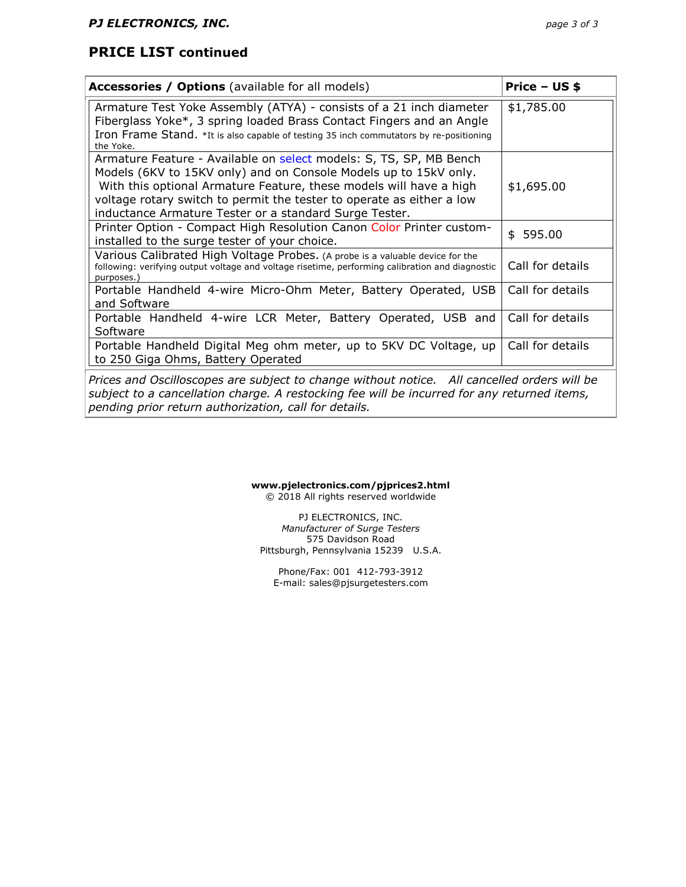## PRICE LIST continued

| **Accessories / Options** (available for all models) | **Price – US $** |
|---|---|
| Armature Test Yoke Assembly (ATYA) - consists of a 21 inch diameter Fiberglass Yoke*, 3 spring loaded Brass Contact Fingers and an Angle Iron Frame Stand. *It is also capable of testing 35 inch commutators by re-positioning the Yoke. | $1,785.00 |
| Armature Feature - Available on select models: S, TS, SP, MB Bench Models (6KV to 15KV only) and on Console Models up to 15kV only. With this optional Armature Feature, these models will have a high voltage rotary switch to permit the tester to operate as either a low inductance Armature Tester or a standard Surge Tester. | $1,695.00 |
| Printer Option - Compact High Resolution Canon Color Printer custom-installed to the surge tester of your choice. | $ 595.00 |
| Various Calibrated High Voltage Probes. (A probe is a valuable device for the following: verifying output voltage and voltage risetime, performing calibration and diagnostic purposes.) | Call for details |
| Portable Handheld 4-wire Micro-Ohm Meter, Battery Operated, USB and Software | Call for details |
| Portable Handheld 4-wire LCR Meter, Battery Operated, USB and Software | Call for details |
| Portable Handheld Digital Meg ohm meter, up to 5KV DC Voltage, up to 250 Giga Ohms, Battery Operated | Call for details |

*Prices and Oscilloscopes are subject to change without notice. All cancelled orders will be subject to a cancellation charge. A restocking fee will be incurred for any returned items, pending prior return authorization, call for details.*

**www.pjelectronics.com/pjprices2.html**
© 2018 All rights reserved worldwide

PJ ELECTRONICS, INC.
*Manufacturer of Surge Testers*
575 Davidson Road
Pittsburgh, Pennsylvania 15239 U.S.A.

Phone/Fax: 001 412-793-3912
E-mail: sales@pjsurgetesters.com